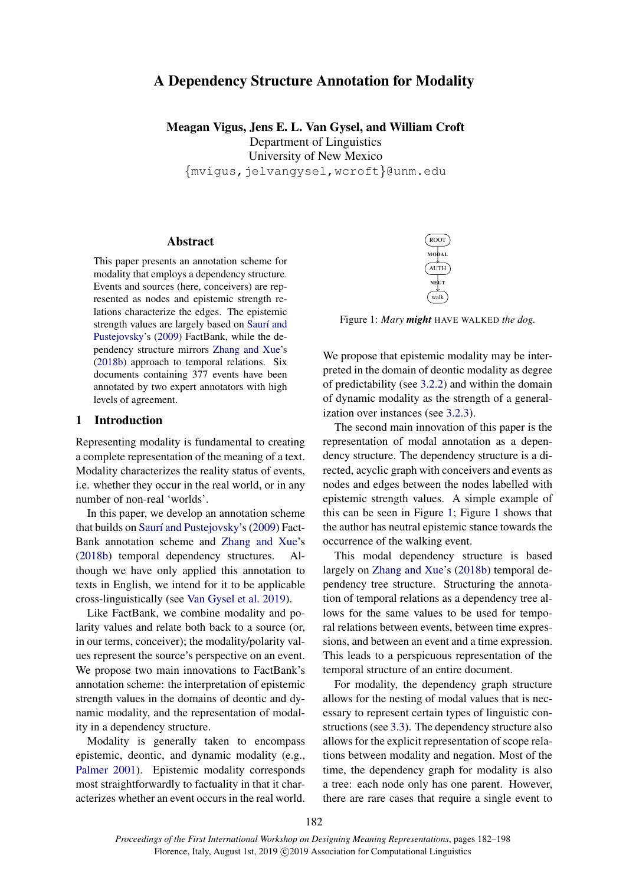# A Dependency Structure Annotation for Modality

**Meagan Vigus, Jens E. L. Van Gysel, and William Croft**
Department of Linguistics
University of New Mexico
{mvigus,jelvangysel,wcroft}@unm.edu

## Abstract

This paper presents an annotation scheme for modality that employs a dependency structure. Events and sources (here, conceivers) are represented as nodes and epistemic strength relations characterize the edges. The epistemic strength values are largely based on Saurí and Pustejovsky's (2009) FactBank, while the dependency structure mirrors Zhang and Xue's (2018b) approach to temporal relations. Six documents containing 377 events have been annotated by two expert annotators with high levels of agreement.

## 1 Introduction

Representing modality is fundamental to creating a complete representation of the meaning of a text. Modality characterizes the reality status of events, i.e. whether they occur in the real world, or in any number of non-real 'worlds'.

In this paper, we develop an annotation scheme that builds on Saurí and Pustejovsky's (2009) FactBank annotation scheme and Zhang and Xue's (2018b) temporal dependency structures. Although we have only applied this annotation to texts in English, we intend for it to be applicable cross-linguistically (see Van Gysel et al. 2019).

Like FactBank, we combine modality and polarity values and relate both back to a source (or, in our terms, conceiver); the modality/polarity values represent the source's perspective on an event. We propose two main innovations to FactBank's annotation scheme: the interpretation of epistemic strength values in the domains of deontic and dynamic modality, and the representation of modality in a dependency structure.

Modality is generally taken to encompass epistemic, deontic, and dynamic modality (e.g., Palmer 2001). Epistemic modality corresponds most straightforwardly to factuality in that it characterizes whether an event occurs in the real world.

ROOT → (MODAL) → AUTH → (NEUT) → walk

Figure 1: *Mary **might*** HAVE WALKED *the dog.*

We propose that epistemic modality may be interpreted in the domain of deontic modality as degree of predictability (see 3.2.2) and within the domain of dynamic modality as the strength of a generalization over instances (see 3.2.3).

The second main innovation of this paper is the representation of modal annotation as a dependency structure. The dependency structure is a directed, acyclic graph with conceivers and events as nodes and edges between the nodes labelled with epistemic strength values. A simple example of this can be seen in Figure 1; Figure 1 shows that the author has neutral epistemic stance towards the occurrence of the walking event.

This modal dependency structure is based largely on Zhang and Xue's (2018b) temporal dependency tree structure. Structuring the annotation of temporal relations as a dependency tree allows for the same values to be used for temporal relations between events, between time expressions, and between an event and a time expression. This leads to a perspicuous representation of the temporal structure of an entire document.

For modality, the dependency graph structure allows for the nesting of modal values that is necessary to represent certain types of linguistic constructions (see 3.3). The dependency structure also allows for the explicit representation of scope relations between modality and negation. Most of the time, the dependency graph for modality is also a tree: each node only has one parent. However, there are rare cases that require a single event to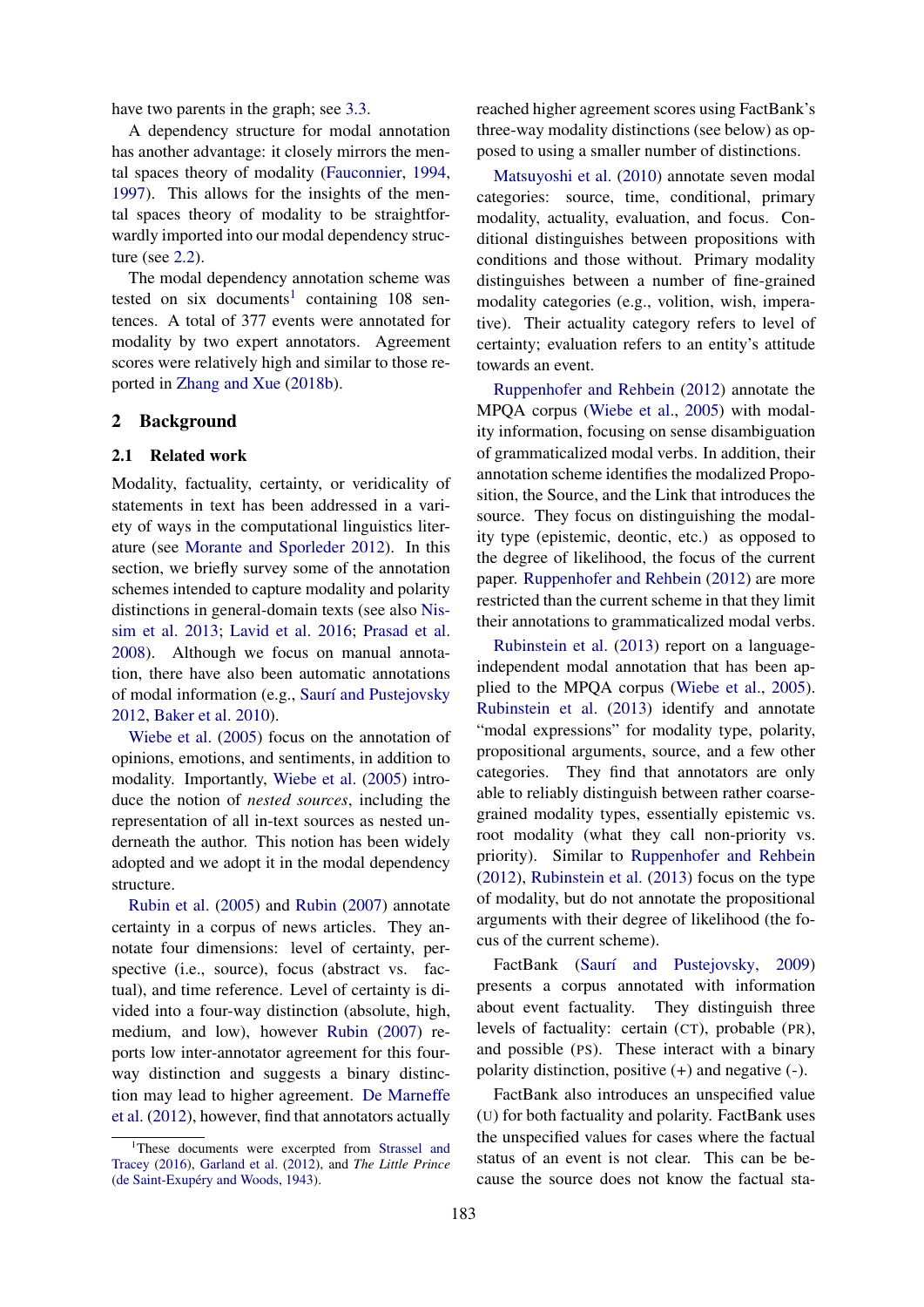have two parents in the graph; see 3.3.

A dependency structure for modal annotation has another advantage: it closely mirrors the mental spaces theory of modality (Fauconnier, 1994, 1997). This allows for the insights of the mental spaces theory of modality to be straightforwardly imported into our modal dependency structure (see 2.2).

The modal dependency annotation scheme was tested on six documents[1] containing 108 sentences. A total of 377 events were annotated for modality by two expert annotators. Agreement scores were relatively high and similar to those reported in Zhang and Xue (2018b).

## 2 Background

### 2.1 Related work

Modality, factuality, certainty, or veridicality of statements in text has been addressed in a variety of ways in the computational linguistics literature (see Morante and Sporleder 2012). In this section, we briefly survey some of the annotation schemes intended to capture modality and polarity distinctions in general-domain texts (see also Nissim et al. 2013; Lavid et al. 2016; Prasad et al. 2008). Although we focus on manual annotation, there have also been automatic annotations of modal information (e.g., Saurí and Pustejovsky 2012, Baker et al. 2010).

Wiebe et al. (2005) focus on the annotation of opinions, emotions, and sentiments, in addition to modality. Importantly, Wiebe et al. (2005) introduce the notion of *nested sources*, including the representation of all in-text sources as nested underneath the author. This notion has been widely adopted and we adopt it in the modal dependency structure.

Rubin et al. (2005) and Rubin (2007) annotate certainty in a corpus of news articles. They annotate four dimensions: level of certainty, perspective (i.e., source), focus (abstract vs. factual), and time reference. Level of certainty is divided into a four-way distinction (absolute, high, medium, and low), however Rubin (2007) reports low inter-annotator agreement for this four-way distinction and suggests a binary distinction may lead to higher agreement. De Marneffe et al. (2012), however, find that annotators actually reached higher agreement scores using FactBank's three-way modality distinctions (see below) as opposed to using a smaller number of distinctions.

Matsuyoshi et al. (2010) annotate seven modal categories: source, time, conditional, primary modality, actuality, evaluation, and focus. Conditional distinguishes between propositions with conditions and those without. Primary modality distinguishes between a number of fine-grained modality categories (e.g., volition, wish, imperative). Their actuality category refers to level of certainty; evaluation refers to an entity's attitude towards an event.

Ruppenhofer and Rehbein (2012) annotate the MPQA corpus (Wiebe et al., 2005) with modality information, focusing on sense disambiguation of grammaticalized modal verbs. In addition, their annotation scheme identifies the modalized Proposition, the Source, and the Link that introduces the source. They focus on distinguishing the modality type (epistemic, deontic, etc.) as opposed to the degree of likelihood, the focus of the current paper. Ruppenhofer and Rehbein (2012) are more restricted than the current scheme in that they limit their annotations to grammaticalized modal verbs.

Rubinstein et al. (2013) report on a language-independent modal annotation that has been applied to the MPQA corpus (Wiebe et al., 2005). Rubinstein et al. (2013) identify and annotate "modal expressions" for modality type, polarity, propositional arguments, source, and a few other categories. They find that annotators are only able to reliably distinguish between rather coarse-grained modality types, essentially epistemic vs. root modality (what they call non-priority vs. priority). Similar to Ruppenhofer and Rehbein (2012), Rubinstein et al. (2013) focus on the type of modality, but do not annotate the propositional arguments with their degree of likelihood (the focus of the current scheme).

FactBank (Saurí and Pustejovsky, 2009) presents a corpus annotated with information about event factuality. They distinguish three levels of factuality: certain (CT), probable (PR), and possible (PS). These interact with a binary polarity distinction, positive (+) and negative (-).

FactBank also introduces an unspecified value (U) for both factuality and polarity. FactBank uses the unspecified values for cases where the factual status of an event is not clear. This can be because the source does not know the factual sta-

[1] These documents were excerpted from Strassel and Tracey (2016), Garland et al. (2012), and *The Little Prince* (de Saint-Exupéry and Woods, 1943).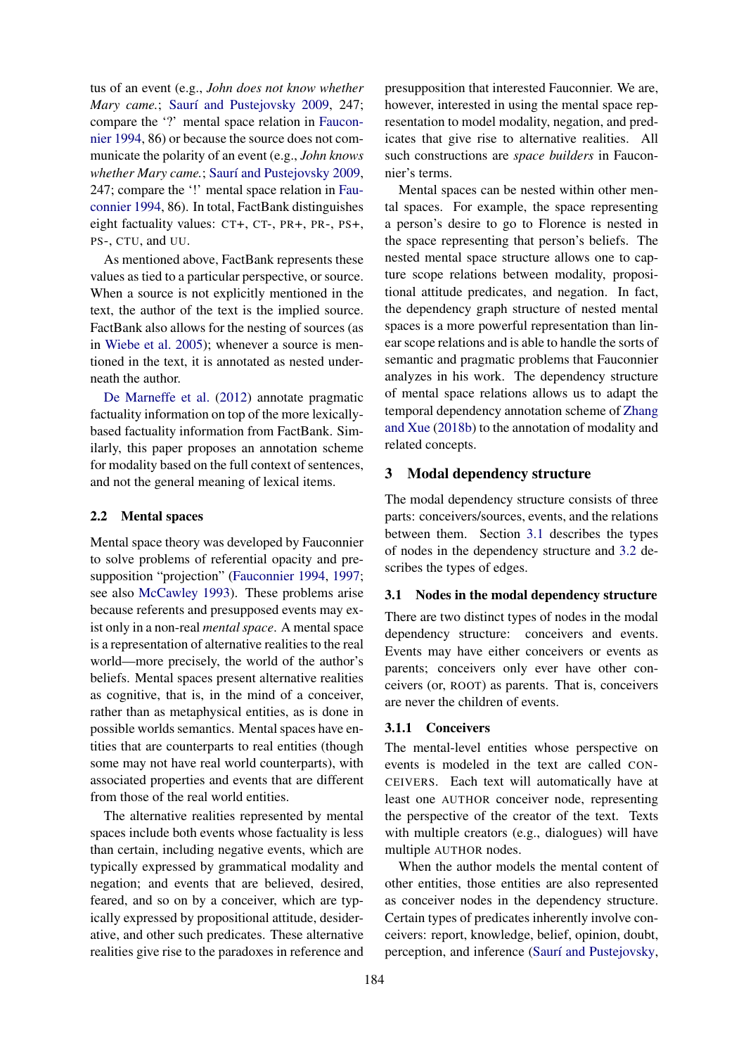tus of an event (e.g., *John does not know whether Mary came.*; Saurí and Pustejovsky 2009, 247; compare the '?' mental space relation in Fauconnier 1994, 86) or because the source does not communicate the polarity of an event (e.g., *John knows whether Mary came.*; Saurí and Pustejovsky 2009, 247; compare the '!' mental space relation in Fauconnier 1994, 86). In total, FactBank distinguishes eight factuality values: CT+, CT-, PR+, PR-, PS+, PS-, CTU, and UU.

As mentioned above, FactBank represents these values as tied to a particular perspective, or source. When a source is not explicitly mentioned in the text, the author of the text is the implied source. FactBank also allows for the nesting of sources (as in Wiebe et al. 2005); whenever a source is mentioned in the text, it is annotated as nested underneath the author.

De Marneffe et al. (2012) annotate pragmatic factuality information on top of the more lexically-based factuality information from FactBank. Similarly, this paper proposes an annotation scheme for modality based on the full context of sentences, and not the general meaning of lexical items.

### 2.2 Mental spaces

Mental space theory was developed by Fauconnier to solve problems of referential opacity and presupposition "projection" (Fauconnier 1994, 1997; see also McCawley 1993). These problems arise because referents and presupposed events may exist only in a non-real *mental space*. A mental space is a representation of alternative realities to the real world—more precisely, the world of the author's beliefs. Mental spaces present alternative realities as cognitive, that is, in the mind of a conceiver, rather than as metaphysical entities, as is done in possible worlds semantics. Mental spaces have entities that are counterparts to real entities (though some may not have real world counterparts), with associated properties and events that are different from those of the real world entities.

The alternative realities represented by mental spaces include both events whose factuality is less than certain, including negative events, which are typically expressed by grammatical modality and negation; and events that are believed, desired, feared, and so on by a conceiver, which are typically expressed by propositional attitude, desiderative, and other such predicates. These alternative realities give rise to the paradoxes in reference and presupposition that interested Fauconnier. We are, however, interested in using the mental space representation to model modality, negation, and predicates that give rise to alternative realities. All such constructions are *space builders* in Fauconnier's terms.

Mental spaces can be nested within other mental spaces. For example, the space representing a person's desire to go to Florence is nested in the space representing that person's beliefs. The nested mental space structure allows one to capture scope relations between modality, propositional attitude predicates, and negation. In fact, the dependency graph structure of nested mental spaces is a more powerful representation than linear scope relations and is able to handle the sorts of semantic and pragmatic problems that Fauconnier analyzes in his work. The dependency structure of mental space relations allows us to adapt the temporal dependency annotation scheme of Zhang and Xue (2018b) to the annotation of modality and related concepts.

## 3 Modal dependency structure

The modal dependency structure consists of three parts: conceivers/sources, events, and the relations between them. Section 3.1 describes the types of nodes in the dependency structure and 3.2 describes the types of edges.

### 3.1 Nodes in the modal dependency structure

There are two distinct types of nodes in the modal dependency structure: conceivers and events. Events may have either conceivers or events as parents; conceivers only ever have other conceivers (or, ROOT) as parents. That is, conceivers are never the children of events.

#### 3.1.1 Conceivers

The mental-level entities whose perspective on events is modeled in the text are called CONCEIVERS. Each text will automatically have at least one AUTHOR conceiver node, representing the perspective of the creator of the text. Texts with multiple creators (e.g., dialogues) will have multiple AUTHOR nodes.

When the author models the mental content of other entities, those entities are also represented as conceiver nodes in the dependency structure. Certain types of predicates inherently involve conceivers: report, knowledge, belief, opinion, doubt, perception, and inference (Saurí and Pustejovsky,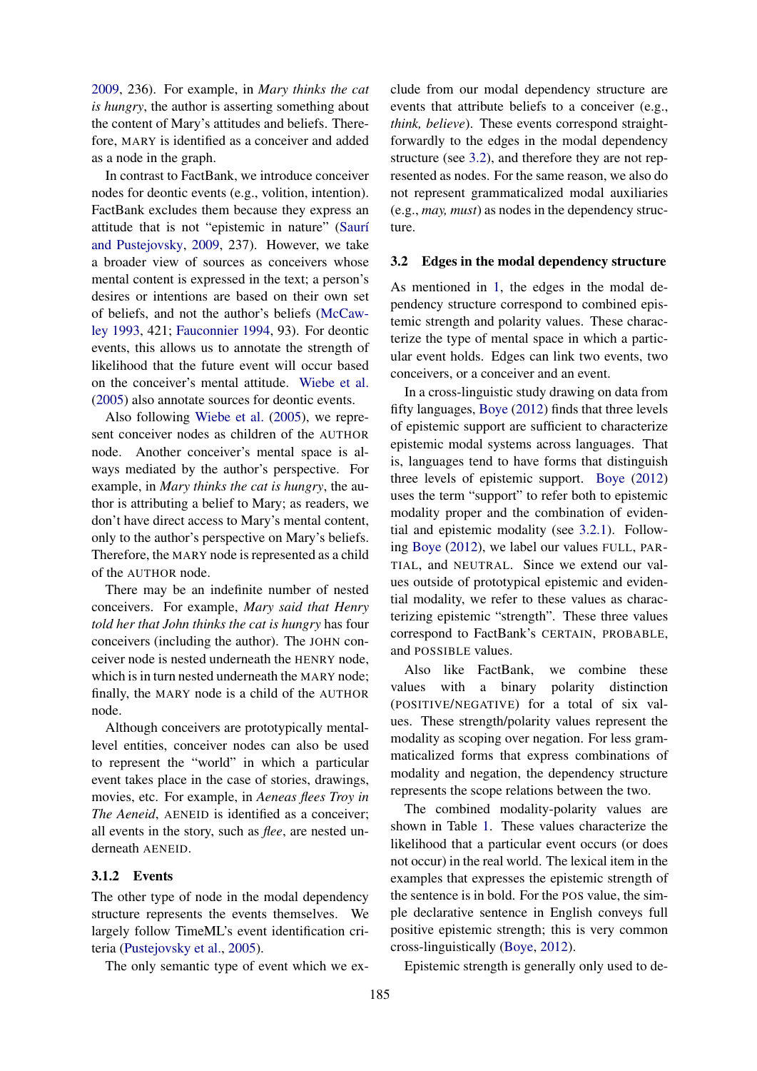2009, 236). For example, in *Mary thinks the cat is hungry*, the author is asserting something about the content of Mary's attitudes and beliefs. Therefore, MARY is identified as a conceiver and added as a node in the graph.

In contrast to FactBank, we introduce conceiver nodes for deontic events (e.g., volition, intention). FactBank excludes them because they express an attitude that is not "epistemic in nature" (Saurí and Pustejovsky, 2009, 237). However, we take a broader view of sources as conceivers whose mental content is expressed in the text; a person's desires or intentions are based on their own set of beliefs, and not the author's beliefs (McCawley 1993, 421; Fauconnier 1994, 93). For deontic events, this allows us to annotate the strength of likelihood that the future event will occur based on the conceiver's mental attitude. Wiebe et al. (2005) also annotate sources for deontic events.

Also following Wiebe et al. (2005), we represent conceiver nodes as children of the AUTHOR node. Another conceiver's mental space is always mediated by the author's perspective. For example, in *Mary thinks the cat is hungry*, the author is attributing a belief to Mary; as readers, we don't have direct access to Mary's mental content, only to the author's perspective on Mary's beliefs. Therefore, the MARY node is represented as a child of the AUTHOR node.

There may be an indefinite number of nested conceivers. For example, *Mary said that Henry told her that John thinks the cat is hungry* has four conceivers (including the author). The JOHN conceiver node is nested underneath the HENRY node, which is in turn nested underneath the MARY node; finally, the MARY node is a child of the AUTHOR node.

Although conceivers are prototypically mental-level entities, conceiver nodes can also be used to represent the "world" in which a particular event takes place in the case of stories, drawings, movies, etc. For example, in *Aeneas flees Troy in The Aeneid*, AENEID is identified as a conceiver; all events in the story, such as *flee*, are nested underneath AENEID.

#### 3.1.2 Events

The other type of node in the modal dependency structure represents the events themselves. We largely follow TimeML's event identification criteria (Pustejovsky et al., 2005).

The only semantic type of event which we exclude from our modal dependency structure are events that attribute beliefs to a conceiver (e.g., *think, believe*). These events correspond straightforwardly to the edges in the modal dependency structure (see 3.2), and therefore they are not represented as nodes. For the same reason, we also do not represent grammaticalized modal auxiliaries (e.g., *may, must*) as nodes in the dependency structure.

### 3.2 Edges in the modal dependency structure

As mentioned in 1, the edges in the modal dependency structure correspond to combined epistemic strength and polarity values. These characterize the type of mental space in which a particular event holds. Edges can link two events, two conceivers, or a conceiver and an event.

In a cross-linguistic study drawing on data from fifty languages, Boye (2012) finds that three levels of epistemic support are sufficient to characterize epistemic modal systems across languages. That is, languages tend to have forms that distinguish three levels of epistemic support. Boye (2012) uses the term "support" to refer both to epistemic modality proper and the combination of evidential and epistemic modality (see 3.2.1). Following Boye (2012), we label our values FULL, PARTIAL, and NEUTRAL. Since we extend our values outside of prototypical epistemic and evidential modality, we refer to these values as characterizing epistemic "strength". These three values correspond to FactBank's CERTAIN, PROBABLE, and POSSIBLE values.

Also like FactBank, we combine these values with a binary polarity distinction (POSITIVE/NEGATIVE) for a total of six values. These strength/polarity values represent the modality as scoping over negation. For less grammaticalized forms that express combinations of modality and negation, the dependency structure represents the scope relations between the two.

The combined modality-polarity values are shown in Table 1. These values characterize the likelihood that a particular event occurs (or does not occur) in the real world. The lexical item in the examples that expresses the epistemic strength of the sentence is in bold. For the POS value, the simple declarative sentence in English conveys full positive epistemic strength; this is very common cross-linguistically (Boye, 2012).

Epistemic strength is generally only used to de-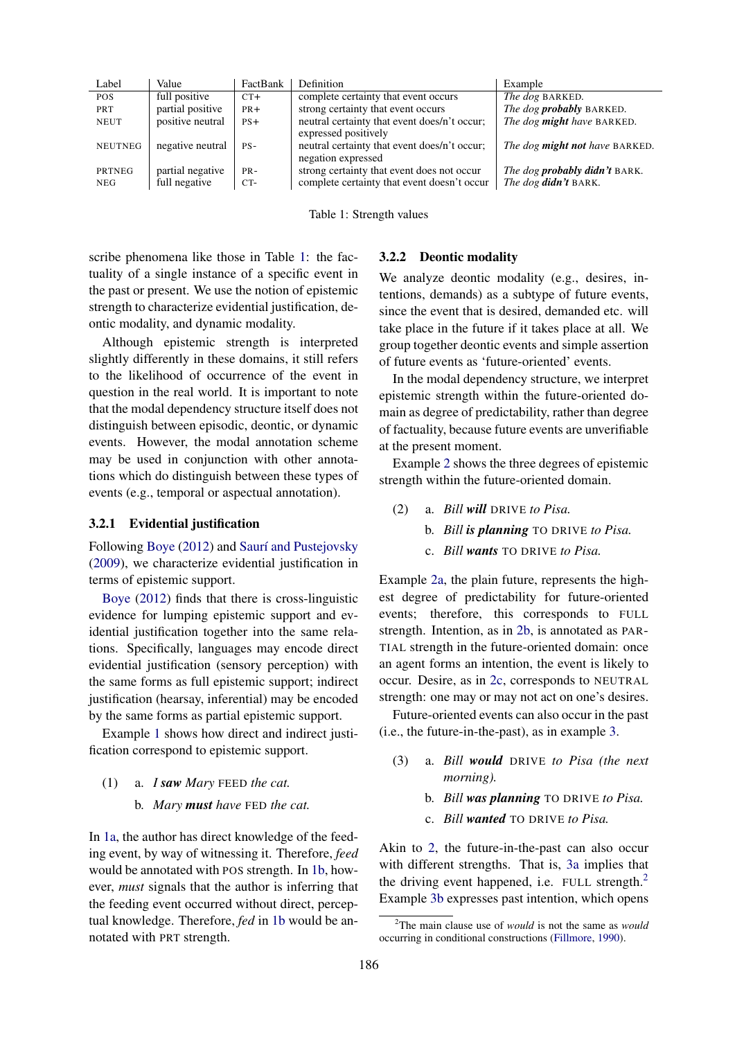| Label | Value | FactBank | Definition | Example |
|---|---|---|---|---|
| POS | full positive | CT+ | complete certainty that event occurs | *The dog* BARKED. |
| PRT | partial positive | PR+ | strong certainty that event occurs | *The dog **probably*** BARKED. |
| NEUT | positive neutral | PS+ | neutral certainty that event does/n't occur; expressed positively | *The dog **might** have* BARKED. |
| NEUTNEG | negative neutral | PS- | neutral certainty that event does/n't occur; negation expressed | *The dog **might not** have* BARKED. |
| PRTNEG | partial negative | PR- | strong certainty that event does not occur | *The dog **probably didn't*** BARK. |
| NEG | full negative | CT- | complete certainty that event doesn't occur | *The dog **didn't*** BARK. |

Table 1: Strength values

scribe phenomena like those in Table 1: the factuality of a single instance of a specific event in the past or present. We use the notion of epistemic strength to characterize evidential justification, deontic modality, and dynamic modality.

Although epistemic strength is interpreted slightly differently in these domains, it still refers to the likelihood of occurrence of the event in question in the real world. It is important to note that the modal dependency structure itself does not distinguish between episodic, deontic, or dynamic events. However, the modal annotation scheme may be used in conjunction with other annotations which do distinguish between these types of events (e.g., temporal or aspectual annotation).

### 3.2.1 Evidential justification

Following Boye (2012) and Saurí and Pustejovsky (2009), we characterize evidential justification in terms of epistemic support.

Boye (2012) finds that there is cross-linguistic evidence for lumping epistemic support and evidential justification together into the same relations. Specifically, languages may encode direct evidential justification (sensory perception) with the same forms as full epistemic support; indirect justification (hearsay, inferential) may be encoded by the same forms as partial epistemic support.

Example 1 shows how direct and indirect justification correspond to epistemic support.

(1) a. *I **saw** Mary* FEED *the cat.*

b. *Mary **must** have* FED *the cat.*

In 1a, the author has direct knowledge of the feeding event, by way of witnessing it. Therefore, *feed* would be annotated with POS strength. In 1b, however, *must* signals that the author is inferring that the feeding event occurred without direct, perceptual knowledge. Therefore, *fed* in 1b would be annotated with PRT strength.

### 3.2.2 Deontic modality

We analyze deontic modality (e.g., desires, intentions, demands) as a subtype of future events, since the event that is desired, demanded etc. will take place in the future if it takes place at all. We group together deontic events and simple assertion of future events as 'future-oriented' events.

In the modal dependency structure, we interpret epistemic strength within the future-oriented domain as degree of predictability, rather than degree of factuality, because future events are unverifiable at the present moment.

Example 2 shows the three degrees of epistemic strength within the future-oriented domain.

(2) a. *Bill **will*** DRIVE *to Pisa.*

b. *Bill **is planning*** TO DRIVE *to Pisa.*

c. *Bill **wants*** TO DRIVE *to Pisa.*

Example 2a, the plain future, represents the highest degree of predictability for future-oriented events; therefore, this corresponds to FULL strength. Intention, as in 2b, is annotated as PARTIAL strength in the future-oriented domain: once an agent forms an intention, the event is likely to occur. Desire, as in 2c, corresponds to NEUTRAL strength: one may or may not act on one's desires.

Future-oriented events can also occur in the past (i.e., the future-in-the-past), as in example 3.

(3) a. *Bill **would*** DRIVE *to Pisa (the next morning).*

b. *Bill **was planning*** TO DRIVE *to Pisa.*

c. *Bill **wanted*** TO DRIVE *to Pisa.*

Akin to 2, the future-in-the-past can also occur with different strengths. That is, 3a implies that the driving event happened, i.e. FULL strength.[2] Example 3b expresses past intention, which opens

[2] The main clause use of *would* is not the same as *would* occurring in conditional constructions (Fillmore, 1990).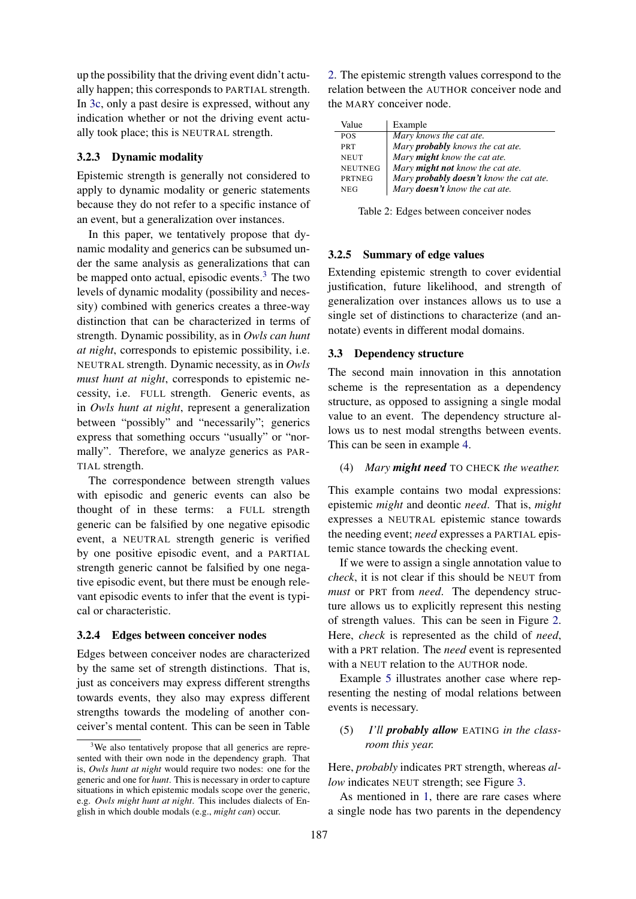up the possibility that the driving event didn't actually happen; this corresponds to PARTIAL strength. In 3c, only a past desire is expressed, without any indication whether or not the driving event actually took place; this is NEUTRAL strength.

### 3.2.3 Dynamic modality

Epistemic strength is generally not considered to apply to dynamic modality or generic statements because they do not refer to a specific instance of an event, but a generalization over instances.

In this paper, we tentatively propose that dynamic modality and generics can be subsumed under the same analysis as generalizations that can be mapped onto actual, episodic events.[3] The two levels of dynamic modality (possibility and necessity) combined with generics creates a three-way distinction that can be characterized in terms of strength. Dynamic possibility, as in *Owls can hunt at night*, corresponds to epistemic possibility, i.e. NEUTRAL strength. Dynamic necessity, as in *Owls must hunt at night*, corresponds to epistemic necessity, i.e. FULL strength. Generic events, as in *Owls hunt at night*, represent a generalization between "possibly" and "necessarily"; generics express that something occurs "usually" or "normally". Therefore, we analyze generics as PARTIAL strength.

The correspondence between strength values with episodic and generic events can also be thought of in these terms: a FULL strength generic can be falsified by one negative episodic event, a NEUTRAL strength generic is verified by one positive episodic event, and a PARTIAL strength generic cannot be falsified by one negative episodic event, but there must be enough relevant episodic events to infer that the event is typical or characteristic.

### 3.2.4 Edges between conceiver nodes

Edges between conceiver nodes are characterized by the same set of strength distinctions. That is, just as conceivers may express different strengths towards events, they also may express different strengths towards the modeling of another conceiver's mental content. This can be seen in Table 2. The epistemic strength values correspond to the relation between the AUTHOR conceiver node and the MARY conceiver node.

| Value | Example |
|---|---|
| POS | *Mary knows the cat ate.* |
| PRT | *Mary **probably** knows the cat ate.* |
| NEUT | *Mary **might** know the cat ate.* |
| NEUTNEG | *Mary **might not** know the cat ate.* |
| PRTNEG | *Mary **probably doesn't** know the cat ate.* |
| NEG | *Mary **doesn't** know the cat ate.* |

Table 2: Edges between conceiver nodes

### 3.2.5 Summary of edge values

Extending epistemic strength to cover evidential justification, future likelihood, and strength of generalization over instances allows us to use a single set of distinctions to characterize (and annotate) events in different modal domains.

## 3.3 Dependency structure

The second main innovation in this annotation scheme is the representation as a dependency structure, as opposed to assigning a single modal value to an event. The dependency structure allows us to nest modal strengths between events. This can be seen in example 4.

(4) *Mary **might need*** TO CHECK *the weather.*

This example contains two modal expressions: epistemic *might* and deontic *need*. That is, *might* expresses a NEUTRAL epistemic stance towards the needing event; *need* expresses a PARTIAL epistemic stance towards the checking event.

If we were to assign a single annotation value to *check*, it is not clear if this should be NEUT from *must* or PRT from *need*. The dependency structure allows us to explicitly represent this nesting of strength values. This can be seen in Figure 2. Here, *check* is represented as the child of *need*, with a PRT relation. The *need* event is represented with a NEUT relation to the AUTHOR node.

Example 5 illustrates another case where representing the nesting of modal relations between events is necessary.

(5) *I'll **probably allow*** EATING *in the classroom this year.*

Here, *probably* indicates PRT strength, whereas *allow* indicates NEUT strength; see Figure 3.

As mentioned in 1, there are rare cases where a single node has two parents in the dependency

[3] We also tentatively propose that all generics are represented with their own node in the dependency graph. That is, *Owls hunt at night* would require two nodes: one for the generic and one for *hunt*. This is necessary in order to capture situations in which epistemic modals scope over the generic, e.g. *Owls might hunt at night*. This includes dialects of English in which double modals (e.g., *might can*) occur.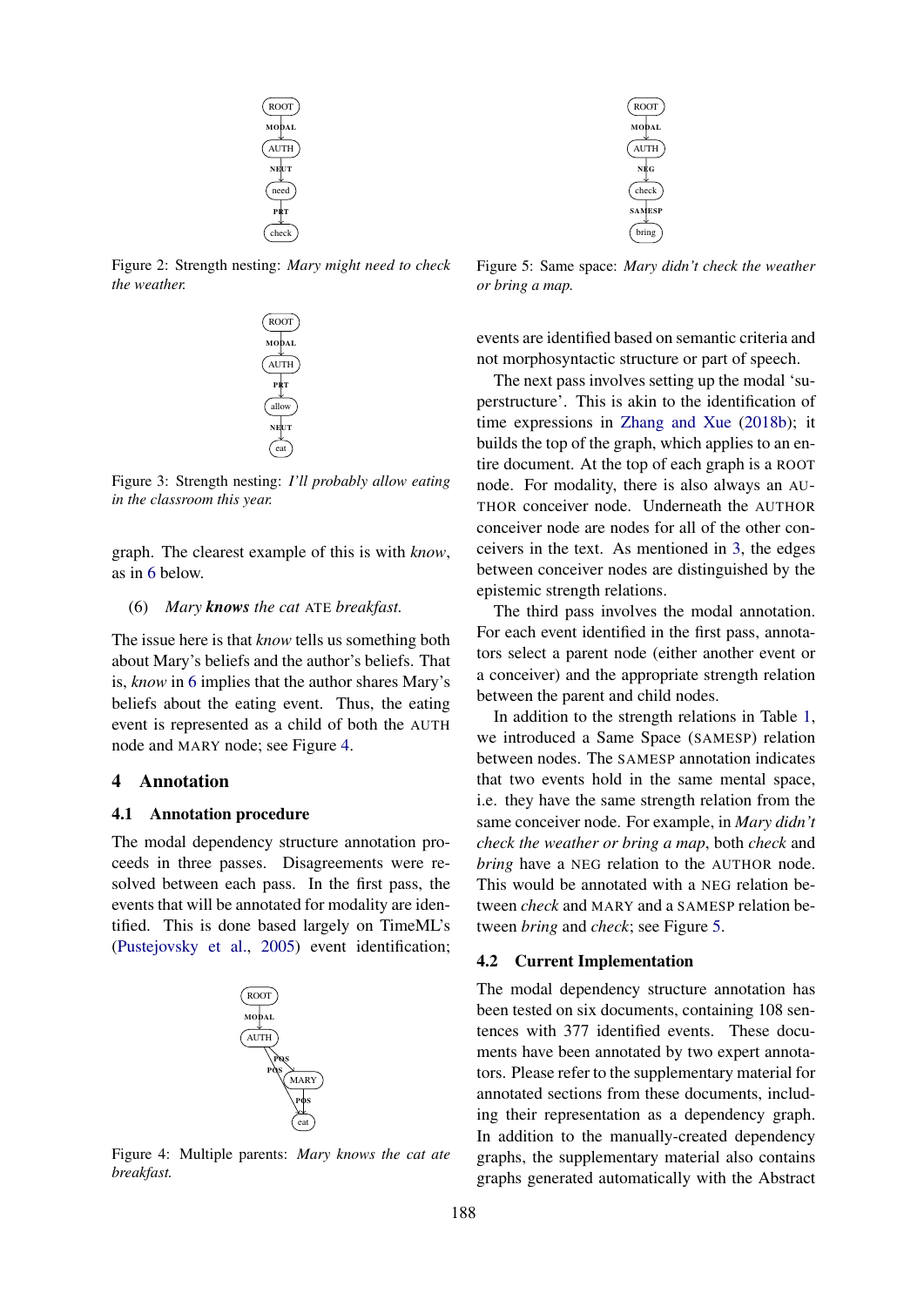Figure 2: Strength nesting: *Mary might need to check the weather.*

Figure 3: Strength nesting: *I'll probably allow eating in the classroom this year.*

graph. The clearest example of this is with *know*, as in 6 below.

(6) *Mary **knows** the cat* ATE *breakfast.*

The issue here is that *know* tells us something both about Mary's beliefs and the author's beliefs. That is, *know* in 6 implies that the author shares Mary's beliefs about the eating event. Thus, the eating event is represented as a child of both the AUTH node and MARY node; see Figure 4.

# 4 Annotation

## 4.1 Annotation procedure

The modal dependency structure annotation proceeds in three passes. Disagreements were resolved between each pass. In the first pass, the events that will be annotated for modality are identified. This is done based largely on TimeML's (Pustejovsky et al., 2005) event identification; events are identified based on semantic criteria and not morphosyntactic structure or part of speech.

Figure 4: Multiple parents: *Mary knows the cat ate breakfast.*

Figure 5: Same space: *Mary didn't check the weather or bring a map.*

The next pass involves setting up the modal 'superstructure'. This is akin to the identification of time expressions in Zhang and Xue (2018b); it builds the top of the graph, which applies to an entire document. At the top of each graph is a ROOT node. For modality, there is also always an AUTHOR conceiver node. Underneath the AUTHOR conceiver node are nodes for all of the other conceivers in the text. As mentioned in 3, the edges between conceiver nodes are distinguished by the epistemic strength relations.

The third pass involves the modal annotation. For each event identified in the first pass, annotators select a parent node (either another event or a conceiver) and the appropriate strength relation between the parent and child nodes.

In addition to the strength relations in Table 1, we introduced a Same Space (SAMESP) relation between nodes. The SAMESP annotation indicates that two events hold in the same mental space, i.e. they have the same strength relation from the same conceiver node. For example, in *Mary didn't check the weather or bring a map*, both *check* and *bring* have a NEG relation to the AUTHOR node. This would be annotated with a NEG relation between *check* and MARY and a SAMESP relation between *bring* and *check*; see Figure 5.

## 4.2 Current Implementation

The modal dependency structure annotation has been tested on six documents, containing 108 sentences with 377 identified events. These documents have been annotated by two expert annotators. Please refer to the supplementary material for annotated sections from these documents, including their representation as a dependency graph. In addition to the manually-created dependency graphs, the supplementary material also contains graphs generated automatically with the Abstract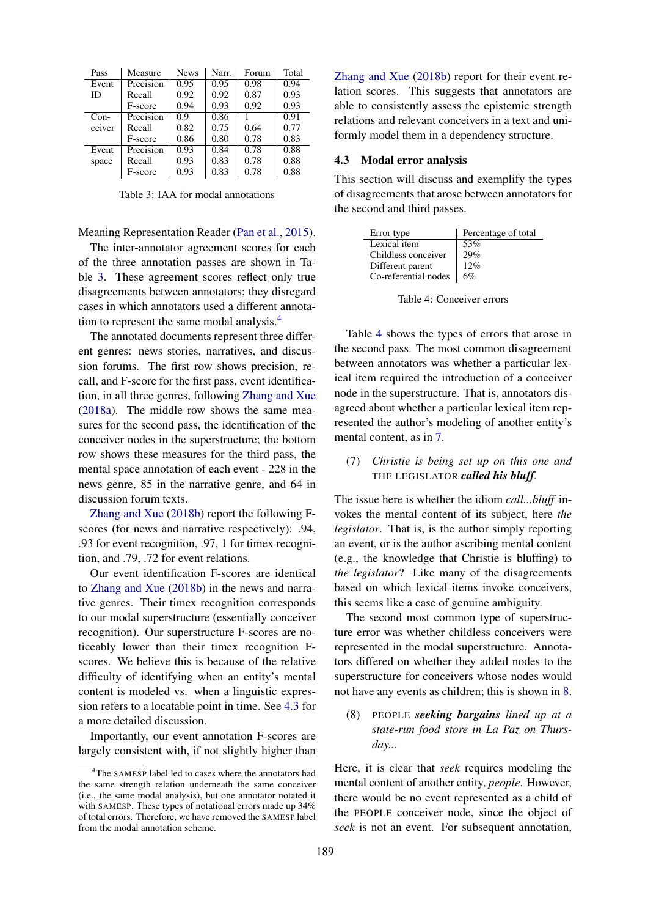| Pass | Measure | News | Narr. | Forum | Total |
|---|---|---|---|---|---|
| Event ID | Precision | 0.95 | 0.95 | 0.98 | 0.94 |
| | Recall | 0.92 | 0.92 | 0.87 | 0.93 |
| | F-score | 0.94 | 0.93 | 0.92 | 0.93 |
| Conceiver | Precision | 0.9 | 0.86 | 1 | 0.91 |
| | Recall | 0.82 | 0.75 | 0.64 | 0.77 |
| | F-score | 0.86 | 0.80 | 0.78 | 0.83 |
| Event space | Precision | 0.93 | 0.84 | 0.78 | 0.88 |
| | Recall | 0.93 | 0.83 | 0.78 | 0.88 |
| | F-score | 0.93 | 0.83 | 0.78 | 0.88 |

Table 3: IAA for modal annotations

Meaning Representation Reader (Pan et al., 2015).

The inter-annotator agreement scores for each of the three annotation passes are shown in Table 3. These agreement scores reflect only true disagreements between annotators; they disregard cases in which annotators used a different annotation to represent the same modal analysis.[4]

The annotated documents represent three different genres: news stories, narratives, and discussion forums. The first row shows precision, recall, and F-score for the first pass, event identification, in all three genres, following Zhang and Xue (2018a). The middle row shows the same measures for the second pass, the identification of the conceiver nodes in the superstructure; the bottom row shows these measures for the third pass, the mental space annotation of each event - 228 in the news genre, 85 in the narrative genre, and 64 in discussion forum texts.

Zhang and Xue (2018b) report the following F-scores (for news and narrative respectively): .94, .93 for event recognition, .97, 1 for timex recognition, and .79, .72 for event relations.

Our event identification F-scores are identical to Zhang and Xue (2018b) in the news and narrative genres. Their timex recognition corresponds to our modal superstructure (essentially conceiver recognition). Our superstructure F-scores are noticeably lower than their timex recognition F-scores. We believe this is because of the relative difficulty of identifying when an entity's mental content is modeled vs. when a linguistic expression refers to a locatable point in time. See 4.3 for a more detailed discussion.

Importantly, our event annotation F-scores are largely consistent with, if not slightly higher than Zhang and Xue (2018b) report for their event relation scores. This suggests that annotators are able to consistently assess the epistemic strength relations and relevant conceivers in a text and uniformly model them in a dependency structure.

[4] The SAMESP label led to cases where the annotators had the same strength relation underneath the same conceiver (i.e., the same modal analysis), but one annotator notated it with SAMESP. These types of notational errors made up 34% of total errors. Therefore, we have removed the SAMESP label from the modal annotation scheme.

### 4.3 Modal error analysis

This section will discuss and exemplify the types of disagreements that arose between annotators for the second and third passes.

| Error type | Percentage of total |
|---|---|
| Lexical item | 53% |
| Childless conceiver | 29% |
| Different parent | 12% |
| Co-referential nodes | 6% |

Table 4: Conceiver errors

Table 4 shows the types of errors that arose in the second pass. The most common disagreement between annotators was whether a particular lexical item required the introduction of a conceiver node in the superstructure. That is, annotators disagreed about whether a particular lexical item represented the author's modeling of another entity's mental content, as in 7.

(7) *Christie is being set up on this one and* THE LEGISLATOR ***called his bluff***.

The issue here is whether the idiom *call...bluff* invokes the mental content of its subject, here *the legislator*. That is, is the author simply reporting an event, or is the author ascribing mental content (e.g., the knowledge that Christie is bluffing) to *the legislator*? Like many of the disagreements based on which lexical items invoke conceivers, this seems like a case of genuine ambiguity.

The second most common type of superstructure error was whether childless conceivers were represented in the modal superstructure. Annotators differed on whether they added nodes to the superstructure for conceivers whose nodes would not have any events as children; this is shown in 8.

(8) PEOPLE ***seeking bargains*** *lined up at a state-run food store in La Paz on Thursday...*

Here, it is clear that *seek* requires modeling the mental content of another entity, *people*. However, there would be no event represented as a child of the PEOPLE conceiver node, since the object of *seek* is not an event. For subsequent annotation,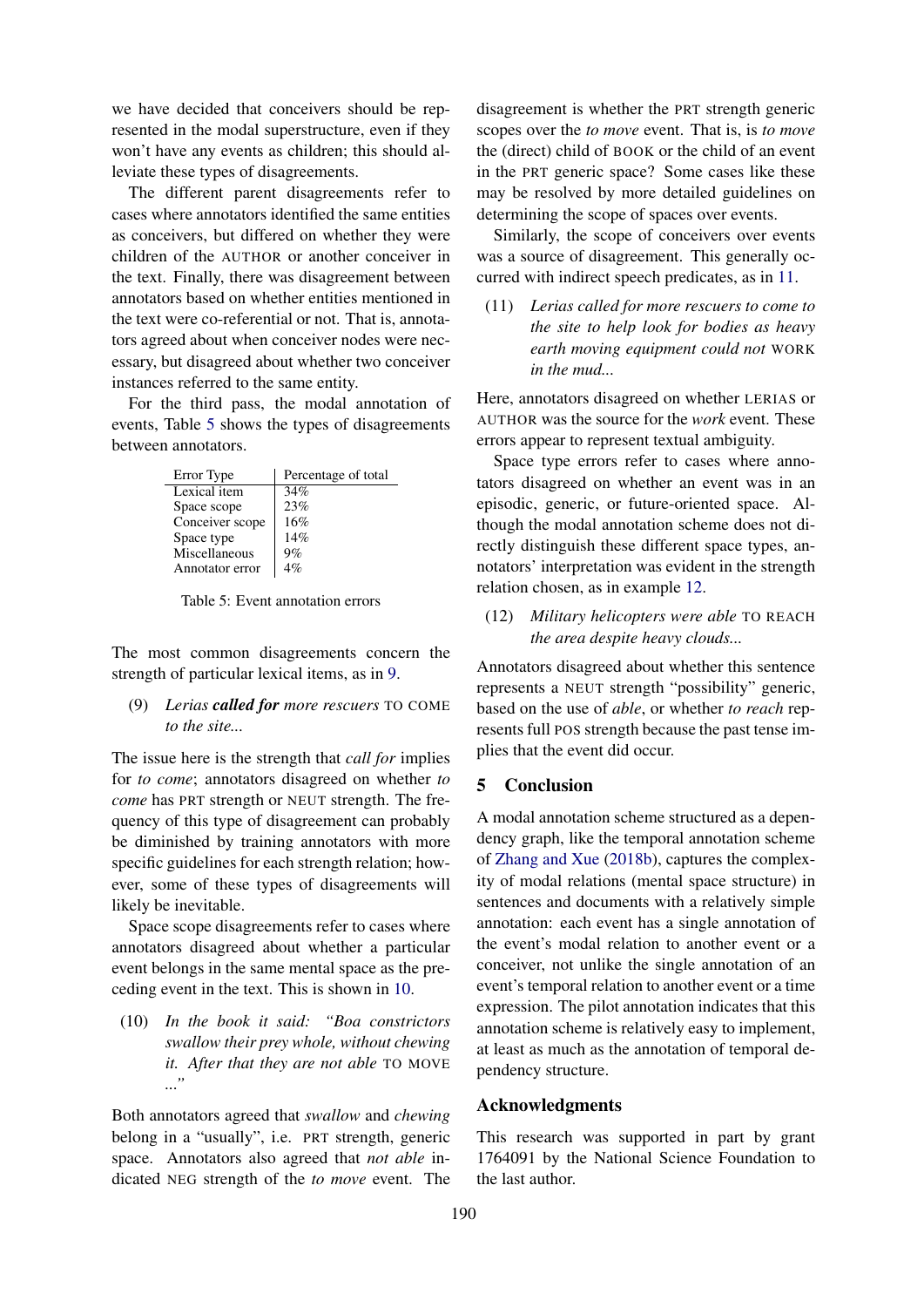we have decided that conceivers should be represented in the modal superstructure, even if they won't have any events as children; this should alleviate these types of disagreements.

The different parent disagreements refer to cases where annotators identified the same entities as conceivers, but differed on whether they were children of the AUTHOR or another conceiver in the text. Finally, there was disagreement between annotators based on whether entities mentioned in the text were co-referential or not. That is, annotators agreed about when conceiver nodes were necessary, but disagreed about whether two conceiver instances referred to the same entity.

For the third pass, the modal annotation of events, Table 5 shows the types of disagreements between annotators.

| Error Type | Percentage of total |
|---|---|
| Lexical item | 34% |
| Space scope | 23% |
| Conceiver scope | 16% |
| Space type | 14% |
| Miscellaneous | 9% |
| Annotator error | 4% |

Table 5: Event annotation errors

The most common disagreements concern the strength of particular lexical items, as in 9.

(9) *Lerias* ***called for*** *more rescuers* TO COME *to the site...*

The issue here is the strength that *call for* implies for *to come*; annotators disagreed on whether *to come* has PRT strength or NEUT strength. The frequency of this type of disagreement can probably be diminished by training annotators with more specific guidelines for each strength relation; however, some of these types of disagreements will likely be inevitable.

Space scope disagreements refer to cases where annotators disagreed about whether a particular event belongs in the same mental space as the preceding event in the text. This is shown in 10.

(10) *In the book it said: "Boa constrictors swallow their prey whole, without chewing it. After that they are not able* TO MOVE *..."*

Both annotators agreed that *swallow* and *chewing* belong in a "usually", i.e. PRT strength, generic space. Annotators also agreed that *not able* indicated NEG strength of the *to move* event. The disagreement is whether the PRT strength generic scopes over the *to move* event. That is, is *to move* the (direct) child of BOOK or the child of an event in the PRT generic space? Some cases like these may be resolved by more detailed guidelines on determining the scope of spaces over events.

Similarly, the scope of conceivers over events was a source of disagreement. This generally occurred with indirect speech predicates, as in 11.

(11) *Lerias called for more rescuers to come to the site to help look for bodies as heavy earth moving equipment could not* WORK *in the mud...*

Here, annotators disagreed on whether LERIAS or AUTHOR was the source for the *work* event. These errors appear to represent textual ambiguity.

Space type errors refer to cases where annotators disagreed on whether an event was in an episodic, generic, or future-oriented space. Although the modal annotation scheme does not directly distinguish these different space types, annotators' interpretation was evident in the strength relation chosen, as in example 12.

(12) *Military helicopters were able* TO REACH *the area despite heavy clouds...*

Annotators disagreed about whether this sentence represents a NEUT strength "possibility" generic, based on the use of *able*, or whether *to reach* represents full POS strength because the past tense implies that the event did occur.

## 5 Conclusion

A modal annotation scheme structured as a dependency graph, like the temporal annotation scheme of Zhang and Xue (2018b), captures the complexity of modal relations (mental space structure) in sentences and documents with a relatively simple annotation: each event has a single annotation of the event's modal relation to another event or a conceiver, not unlike the single annotation of an event's temporal relation to another event or a time expression. The pilot annotation indicates that this annotation scheme is relatively easy to implement, at least as much as the annotation of temporal dependency structure.

## Acknowledgments

This research was supported in part by grant 1764091 by the National Science Foundation to the last author.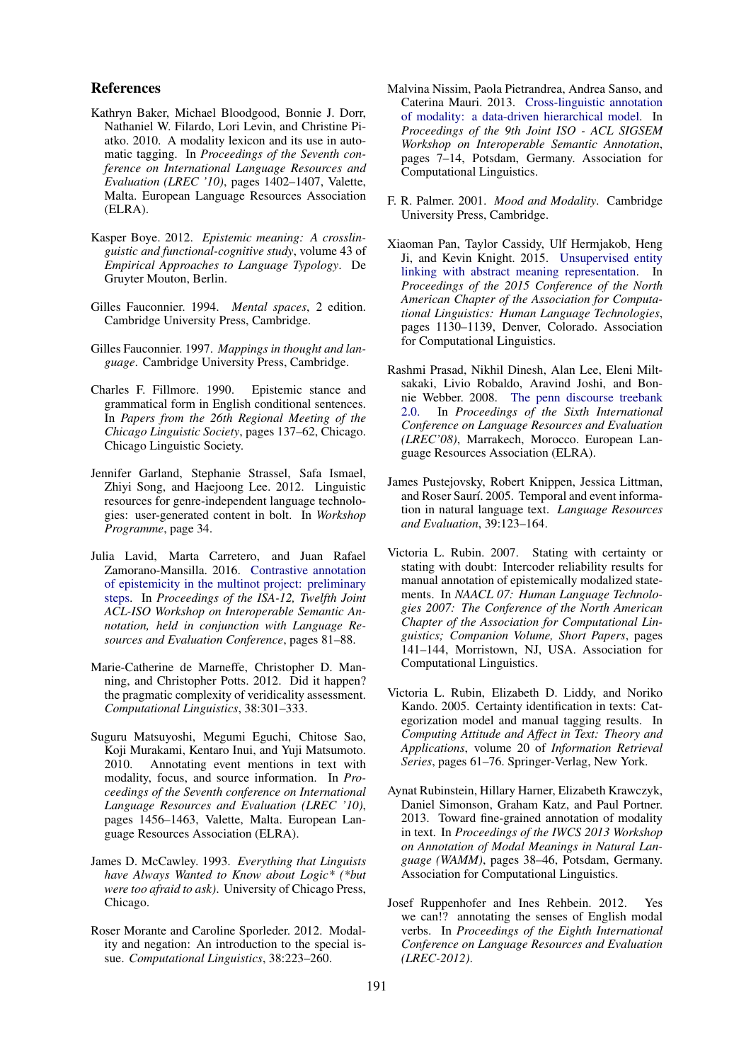## References

Kathryn Baker, Michael Bloodgood, Bonnie J. Dorr, Nathaniel W. Filardo, Lori Levin, and Christine Piatko. 2010. A modality lexicon and its use in automatic tagging. In *Proceedings of the Seventh conference on International Language Resources and Evaluation (LREC '10)*, pages 1402–1407, Valette, Malta. European Language Resources Association (ELRA).

Kasper Boye. 2012. *Epistemic meaning: A crosslinguistic and functional-cognitive study*, volume 43 of *Empirical Approaches to Language Typology*. De Gruyter Mouton, Berlin.

Gilles Fauconnier. 1994. *Mental spaces*, 2 edition. Cambridge University Press, Cambridge.

Gilles Fauconnier. 1997. *Mappings in thought and language*. Cambridge University Press, Cambridge.

Charles F. Fillmore. 1990. Epistemic stance and grammatical form in English conditional sentences. In *Papers from the 26th Regional Meeting of the Chicago Linguistic Society*, pages 137–62, Chicago. Chicago Linguistic Society.

Jennifer Garland, Stephanie Strassel, Safa Ismael, Zhiyi Song, and Haejoong Lee. 2012. Linguistic resources for genre-independent language technologies: user-generated content in bolt. In *Workshop Programme*, page 34.

Julia Lavid, Marta Carretero, and Juan Rafael Zamorano-Mansilla. 2016. Contrastive annotation of epistemicity in the multinot project: preliminary steps. In *Proceedings of the ISA-12, Twelfth Joint ACL-ISO Workshop on Interoperable Semantic Annotation, held in conjunction with Language Resources and Evaluation Conference*, pages 81–88.

Marie-Catherine de Marneffe, Christopher D. Manning, and Christopher Potts. 2012. Did it happen? the pragmatic complexity of veridicality assessment. *Computational Linguistics*, 38:301–333.

Suguru Matsuyoshi, Megumi Eguchi, Chitose Sao, Koji Murakami, Kentaro Inui, and Yuji Matsumoto. 2010. Annotating event mentions in text with modality, focus, and source information. In *Proceedings of the Seventh conference on International Language Resources and Evaluation (LREC '10)*, pages 1456–1463, Valette, Malta. European Language Resources Association (ELRA).

James D. McCawley. 1993. *Everything that Linguists have Always Wanted to Know about Logic* (*but were too afraid to ask)*. University of Chicago Press, Chicago.

Roser Morante and Caroline Sporleder. 2012. Modality and negation: An introduction to the special issue. *Computational Linguistics*, 38:223–260.

Malvina Nissim, Paola Pietrandrea, Andrea Sanso, and Caterina Mauri. 2013. Cross-linguistic annotation of modality: a data-driven hierarchical model. In *Proceedings of the 9th Joint ISO - ACL SIGSEM Workshop on Interoperable Semantic Annotation*, pages 7–14, Potsdam, Germany. Association for Computational Linguistics.

F. R. Palmer. 2001. *Mood and Modality*. Cambridge University Press, Cambridge.

Xiaoman Pan, Taylor Cassidy, Ulf Hermjakob, Heng Ji, and Kevin Knight. 2015. Unsupervised entity linking with abstract meaning representation. In *Proceedings of the 2015 Conference of the North American Chapter of the Association for Computational Linguistics: Human Language Technologies*, pages 1130–1139, Denver, Colorado. Association for Computational Linguistics.

Rashmi Prasad, Nikhil Dinesh, Alan Lee, Eleni Miltsakaki, Livio Robaldo, Aravind Joshi, and Bonnie Webber. 2008. The penn discourse treebank 2.0. In *Proceedings of the Sixth International Conference on Language Resources and Evaluation (LREC'08)*, Marrakech, Morocco. European Language Resources Association (ELRA).

James Pustejovsky, Robert Knippen, Jessica Littman, and Roser Saurí. 2005. Temporal and event information in natural language text. *Language Resources and Evaluation*, 39:123–164.

Victoria L. Rubin. 2007. Stating with certainty or stating with doubt: Intercoder reliability results for manual annotation of epistemically modalized statements. In *NAACL 07: Human Language Technologies 2007: The Conference of the North American Chapter of the Association for Computational Linguistics; Companion Volume, Short Papers*, pages 141–144, Morristown, NJ, USA. Association for Computational Linguistics.

Victoria L. Rubin, Elizabeth D. Liddy, and Noriko Kando. 2005. Certainty identification in texts: Categorization model and manual tagging results. In *Computing Attitude and Affect in Text: Theory and Applications*, volume 20 of *Information Retrieval Series*, pages 61–76. Springer-Verlag, New York.

Aynat Rubinstein, Hillary Harner, Elizabeth Krawczyk, Daniel Simonson, Graham Katz, and Paul Portner. 2013. Toward fine-grained annotation of modality in text. In *Proceedings of the IWCS 2013 Workshop on Annotation of Modal Meanings in Natural Language (WAMM)*, pages 38–46, Potsdam, Germany. Association for Computational Linguistics.

Josef Ruppenhofer and Ines Rehbein. 2012. Yes we can!? annotating the senses of English modal verbs. In *Proceedings of the Eighth International Conference on Language Resources and Evaluation (LREC-2012)*.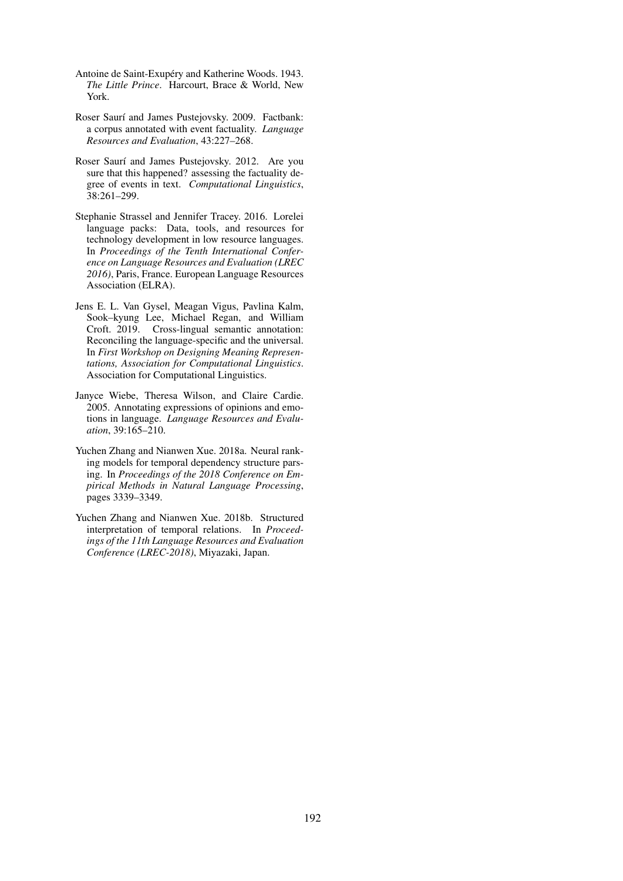Antoine de Saint-Exupéry and Katherine Woods. 1943. *The Little Prince*. Harcourt, Brace & World, New York.

Roser Saurí and James Pustejovsky. 2009. Factbank: a corpus annotated with event factuality. *Language Resources and Evaluation*, 43:227–268.

Roser Saurí and James Pustejovsky. 2012. Are you sure that this happened? assessing the factuality degree of events in text. *Computational Linguistics*, 38:261–299.

Stephanie Strassel and Jennifer Tracey. 2016. Lorelei language packs: Data, tools, and resources for technology development in low resource languages. In *Proceedings of the Tenth International Conference on Language Resources and Evaluation (LREC 2016)*, Paris, France. European Language Resources Association (ELRA).

Jens E. L. Van Gysel, Meagan Vigus, Pavlina Kalm, Sook–kyung Lee, Michael Regan, and William Croft. 2019. Cross-lingual semantic annotation: Reconciling the language-specific and the universal. In *First Workshop on Designing Meaning Representations, Association for Computational Linguistics*. Association for Computational Linguistics.

Janyce Wiebe, Theresa Wilson, and Claire Cardie. 2005. Annotating expressions of opinions and emotions in language. *Language Resources and Evaluation*, 39:165–210.

Yuchen Zhang and Nianwen Xue. 2018a. Neural ranking models for temporal dependency structure parsing. In *Proceedings of the 2018 Conference on Empirical Methods in Natural Language Processing*, pages 3339–3349.

Yuchen Zhang and Nianwen Xue. 2018b. Structured interpretation of temporal relations. In *Proceedings of the 11th Language Resources and Evaluation Conference (LREC-2018)*, Miyazaki, Japan.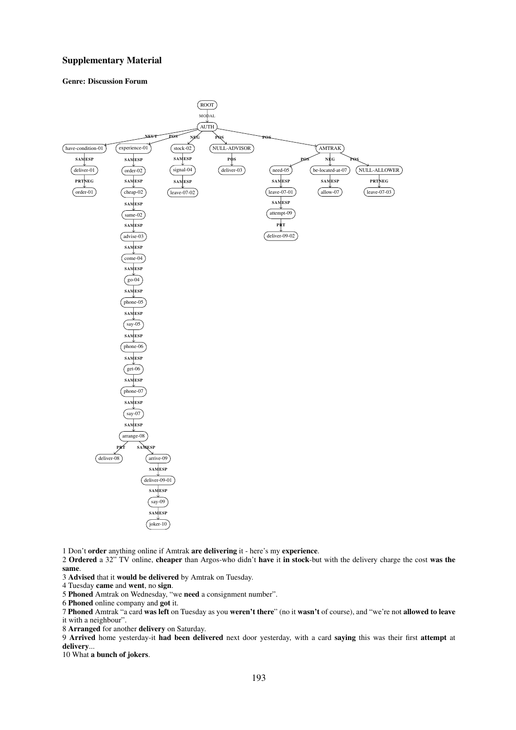## Supplementary Material

### Genre: Discussion Forum

```
ROOT
└─ MODAL → AUTH
   ├─ NEUT → have-condition-01
   │         └─ SAMESP → deliver-01
   │                     └─ PRTNEG → order-01
   ├─ POS → experience-01
   │         └─ SAMESP → order-02
   │                     └─ SAMESP → cheap-02
   │                                 └─ SAMESP → same-02
   │                                             └─ SAMESP → advise-03
   │                                                         └─ SAMESP → come-04
   │                                                                     └─ SAMESP → go-04
   │                                                                                 └─ SAMESP → phone-05
   │                                                                                             └─ SAMESP → say-05
   │                                                                                                         └─ SAMESP → phone-06
   │                                                                                                                     └─ SAMESP → get-06
   │                                                                                                                                 └─ SAMESP → phone-07
   │                                                                                                                                             └─ SAMESP → say-07
   │                                                                                                                                                         └─ SAMESP → arrange-08
   │                                                                                                                                                                     ├─ PRT → deliver-08
   │                                                                                                                                                                     └─ SAMESP → arrive-09
   │                                                                                                                                                                                 └─ SAMESP → deliver-09-01
   │                                                                                                                                                                                             └─ SAMESP → say-09
   │                                                                                                                                                                                                         └─ SAMESP → joker-10
   ├─ NEG → stock-02
   │         └─ SAMESP → signal-04
   │                     └─ SAMESP → leave-07-02
   ├─ POS → NULL-ADVISOR
   │         └─ POS → deliver-03
   └─ POS → AMTRAK
             ├─ POS → need-05
             │         └─ SAMESP → leave-07-01
             │                     └─ SAMESP → attempt-09
             │                                 └─ PRT → deliver-09-02
             ├─ NEG → be-located-at-07
             │         └─ SAMESP → allow-07
             └─ POS → NULL-ALLOWER
                       └─ PRTNEG → leave-07-03
```

1 Don't **order** anything online if Amtrak **are delivering** it - here's my **experience**.
2 **Ordered** a 32" TV online, **cheaper** than Argos-who didn't **have** it **in stock**-but with the delivery charge the cost **was the same**.
3 **Advised** that it **would be delivered** by Amtrak on Tuesday.
4 Tuesday **came** and **went**, no **sign**.
5 **Phoned** Amtrak on Wednesday, "we **need** a consignment number".
6 **Phoned** online company and **got** it.
7 **Phoned** Amtrak "a card **was left** on Tuesday as you **weren't there**" (no it **wasn't** of course), and "we're not **allowed to leave** it with a neighbour".
8 **Arranged** for another **delivery** on Saturday.
9 **Arrived** home yesterday-it **had been delivered** next door yesterday, with a card **saying** this was their first **attempt** at **delivery**...
10 What **a bunch of jokers**.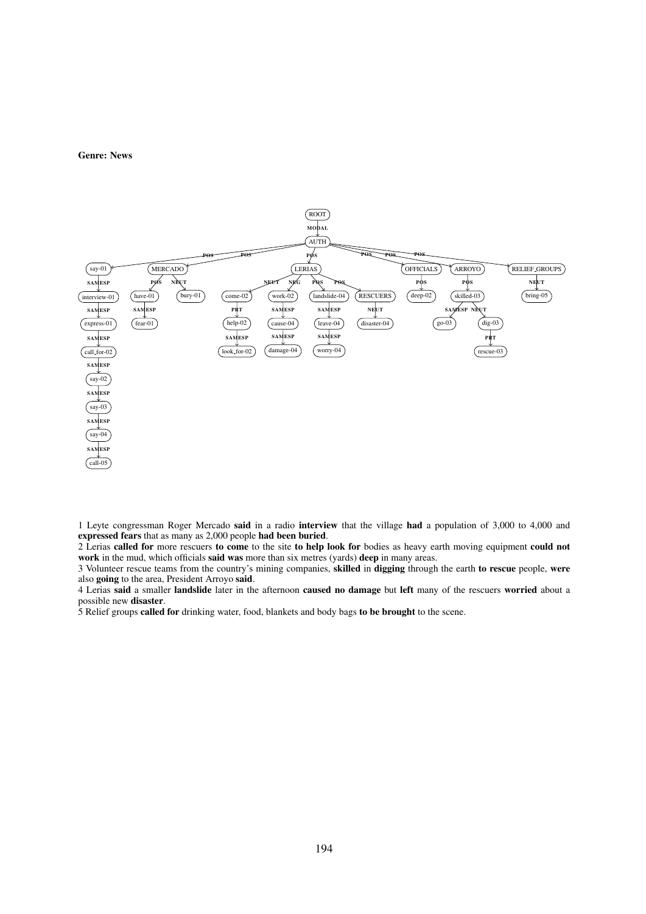**Genre: News**

- ROOT
  - MODAL → AUTH
    - POS → say-01
      - SAMESP → interview-01
        - SAMESP → express-01
          - SAMESP → call_for-02
            - SAMESP → say-02
              - SAMESP → say-03
                - SAMESP → say-04
                  - SAMESP → call-05
    - POS → MERCADO
      - POS → have-01
        - SAMESP → fear-01
      - NEUT → bury-01
    - POS → LERIAS
      - NEUT → come-02
        - PRT → help-02
          - SAMESP → look_for-02
      - NEG → work-02
        - SAMESP → cause-04
          - SAMESP → damage-04
      - POS → landslide-04
        - SAMESP → leave-04
          - SAMESP → worry-04
      - POS → RESCUERS
        - NEUT → disaster-04
    - POS → OFFICIALS
      - POS → deep-02
    - POS → ARROYO
      - POS → skilled-03
        - SAMESP → go-03
        - NEUT → dig-03
          - PRT → rescue-03
    - POS → RELIEF_GROUPS
      - NEUT → bring-05

1 Leyte congressman Roger Mercado **said** in a radio **interview** that the village **had** a population of 3,000 to 4,000 and **expressed fears** that as many as 2,000 people **had been buried**.
2 Lerias **called for** more rescuers **to come** to the site **to help look for** bodies as heavy earth moving equipment **could not work** in the mud, which officials **said was** more than six metres (yards) **deep** in many areas.
3 Volunteer rescue teams from the country's mining companies, **skilled** in **digging** through the earth **to rescue** people, **were** also **going** to the area, President Arroyo **said**.
4 Lerias **said** a smaller **landslide** later in the afternoon **caused no damage** but **left** many of the rescuers **worried** about a possible new **disaster**.
5 Relief groups **called for** drinking water, food, blankets and body bags **to be brought** to the scene.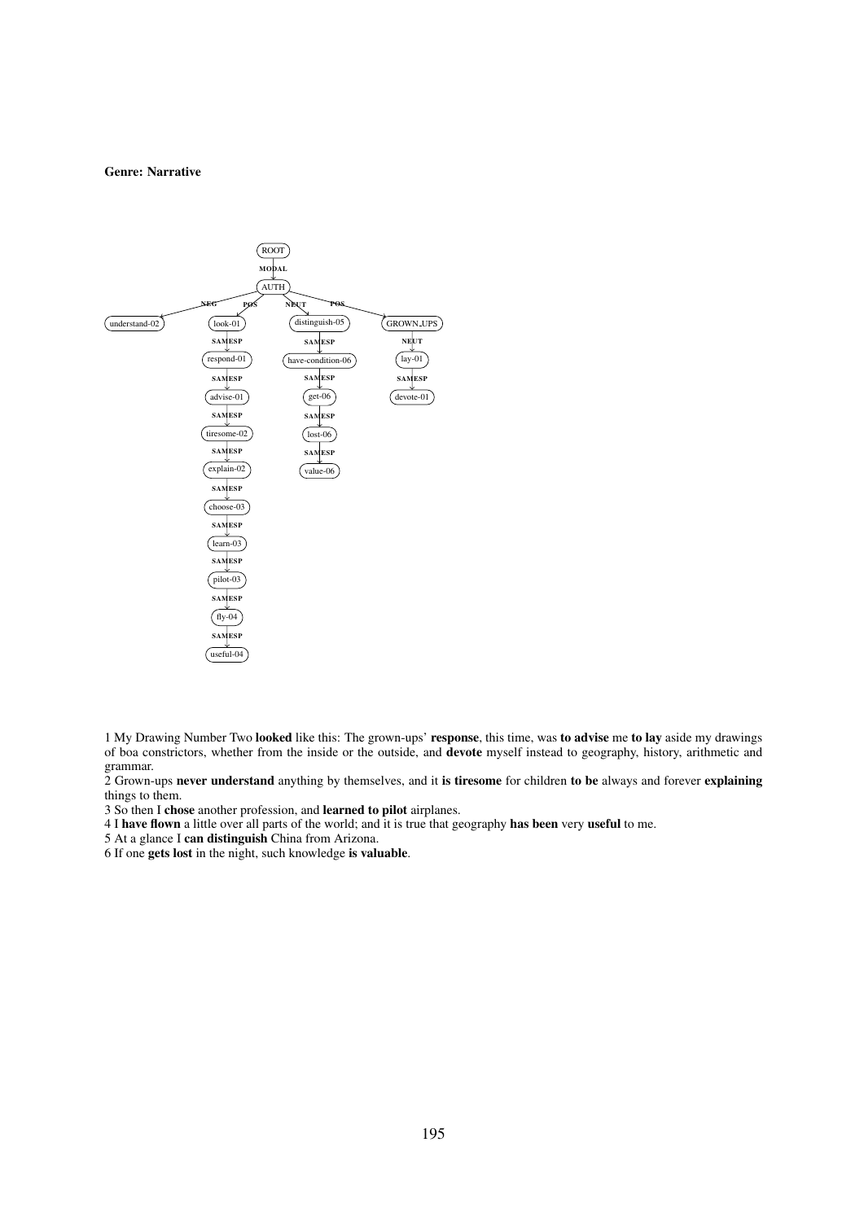**Genre: Narrative**

```
ROOT
 └─ MODAL ─> AUTH
      ├─ NEG ──> understand-02
      ├─ POS ──> look-01
      │           └─ SAMESP ─> respond-01
      │                         └─ SAMESP ─> advise-01
      │                                       └─ SAMESP ─> tiresome-02
      │                                                     └─ SAMESP ─> explain-02
      │                                                                   └─ SAMESP ─> choose-03
      │                                                                                 └─ SAMESP ─> learn-03
      │                                                                                               └─ SAMESP ─> pilot-03
      │                                                                                                             └─ SAMESP ─> fly-04
      │                                                                                                                           └─ SAMESP ─> useful-04
      ├─ NEUT ─> distinguish-05
      │           └─ SAMESP ─> have-condition-06
      │                         └─ SAMESP ─> get-06
      │                                       └─ SAMESP ─> lost-06
      │                                                     └─ SAMESP ─> value-06
      └─ POS ──> GROWN_UPS
                  └─ NEUT ─> lay-01
                              └─ SAMESP ─> devote-01
```

1 My Drawing Number Two **looked** like this: The grown-ups' **response**, this time, was **to advise** me **to lay** aside my drawings of boa constrictors, whether from the inside or the outside, and **devote** myself instead to geography, history, arithmetic and grammar.

2 Grown-ups **never understand** anything by themselves, and it **is tiresome** for children **to be** always and forever **explaining** things to them.

3 So then I **chose** another profession, and **learned to pilot** airplanes.

4 I **have flown** a little over all parts of the world; and it is true that geography **has been** very **useful** to me.

5 At a glance I **can distinguish** China from Arizona.

6 If one **gets lost** in the night, such knowledge **is valuable**.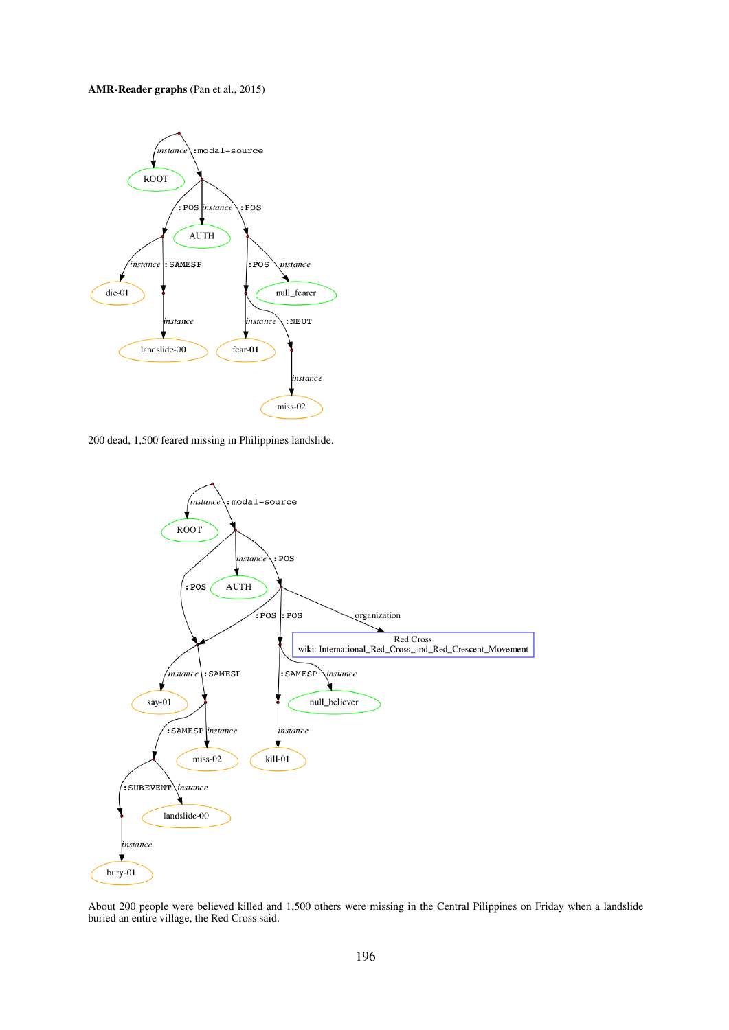**AMR-Reader graphs** (Pan et al., 2015)

200 dead, 1,500 feared missing in Philippines landslide.

About 200 people were believed killed and 1,500 others were missing in the Central Pilippines on Friday when a landslide buried an entire village, the Red Cross said.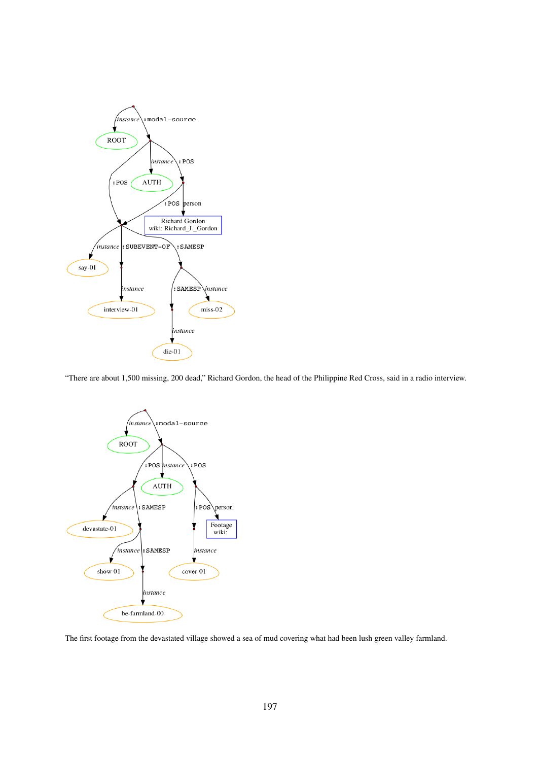“There are about 1,500 missing, 200 dead,” Richard Gordon, the head of the Philippine Red Cross, said in a radio interview.

The first footage from the devastated village showed a sea of mud covering what had been lush green valley farmland.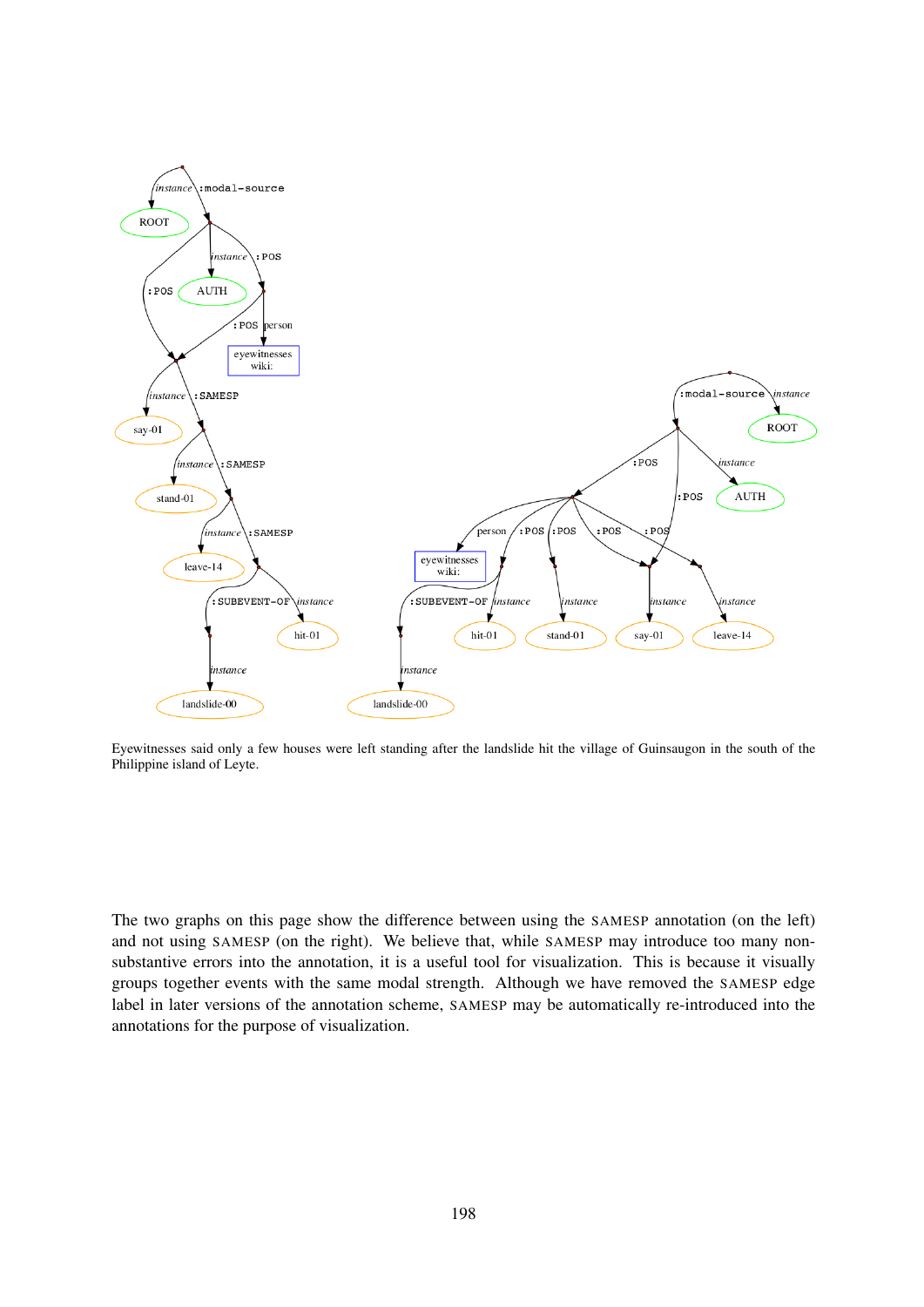instance
:modal−source
ROOT
instance
:POS
:POS
AUTH
:POS
person
eyewitnesses
wiki:
instance
:SAMESP
say-01
instance
:SAMESP
stand-01
instance
:SAMESP
leave-14
:SUBEVENT−OF
instance
hit-01
instance
landslide-00

:modal−source
instance
ROOT
:POS
instance
:POS
AUTH
person
:POS
:POS
:POS
:POS
eyewitnesses
wiki:
:SUBEVENT−OF
instance
instance
instance
instance
hit-01
stand-01
say-01
leave-14
instance
landslide-00

Eyewitnesses said only a few houses were left standing after the landslide hit the village of Guinsaugon in the south of the Philippine island of Leyte.

The two graphs on this page show the difference between using the SAMESP annotation (on the left) and not using SAMESP (on the right). We believe that, while SAMESP may introduce too many non-substantive errors into the annotation, it is a useful tool for visualization. This is because it visually groups together events with the same modal strength. Although we have removed the SAMESP edge label in later versions of the annotation scheme, SAMESP may be automatically re-introduced into the annotations for the purpose of visualization.